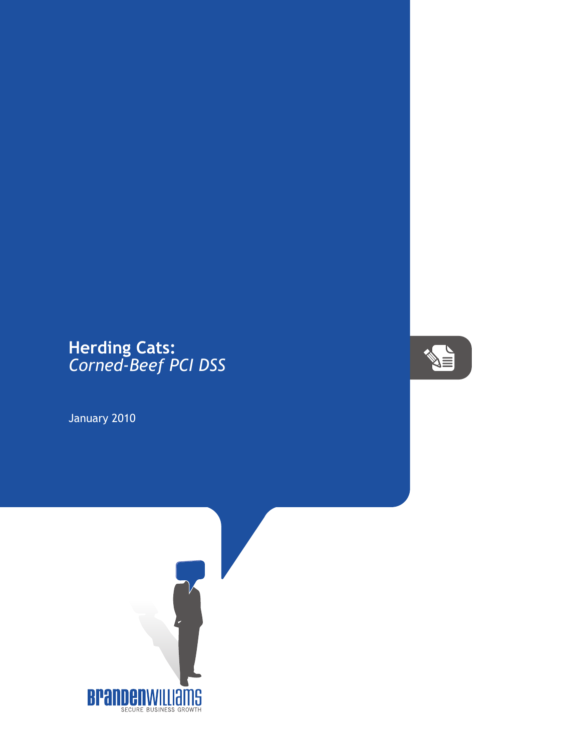# Herding Cats:
*Corned-Beef PCI DSS*

January 2010

BRANDENWILLIAMS
SECURE BUSINESS GROWTH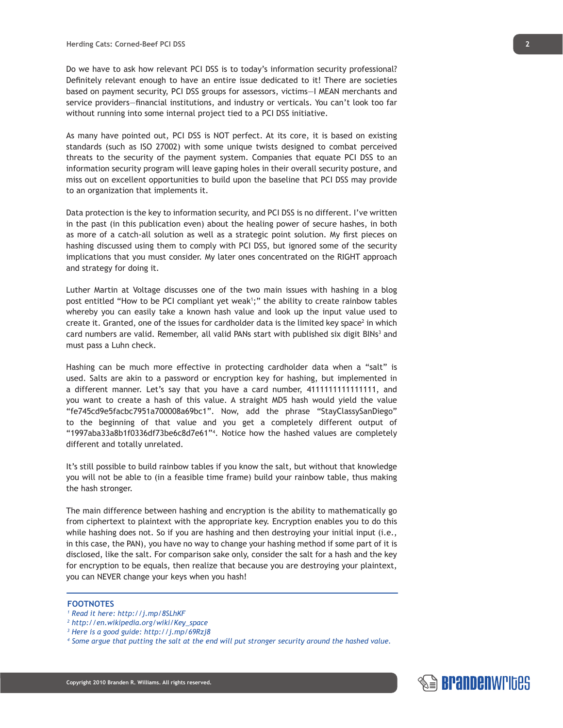Do we have to ask how relevant PCI DSS is to today's information security professional? Definitely relevant enough to have an entire issue dedicated to it! There are societies based on payment security, PCI DSS groups for assessors, victims—I MEAN merchants and service providers—financial institutions, and industry or verticals. You can't look too far without running into some internal project tied to a PCI DSS initiative.

As many have pointed out, PCI DSS is NOT perfect. At its core, it is based on existing standards (such as ISO 27002) with some unique twists designed to combat perceived threats to the security of the payment system. Companies that equate PCI DSS to an information security program will leave gaping holes in their overall security posture, and miss out on excellent opportunities to build upon the baseline that PCI DSS may provide to an organization that implements it.

Data protection is the key to information security, and PCI DSS is no different. I've written in the past (in this publication even) about the healing power of secure hashes, in both as more of a catch-all solution as well as a strategic point solution. My first pieces on hashing discussed using them to comply with PCI DSS, but ignored some of the security implications that you must consider. My later ones concentrated on the RIGHT approach and strategy for doing it.

Luther Martin at Voltage discusses one of the two main issues with hashing in a blog post entitled "How to be PCI compliant yet weak[1];" the ability to create rainbow tables whereby you can easily take a known hash value and look up the input value used to create it. Granted, one of the issues for cardholder data is the limited key space[2] in which card numbers are valid. Remember, all valid PANs start with published six digit BINs[3] and must pass a Luhn check.

Hashing can be much more effective in protecting cardholder data when a "salt" is used. Salts are akin to a password or encryption key for hashing, but implemented in a different manner. Let's say that you have a card number, 4111111111111111, and you want to create a hash of this value. A straight MD5 hash would yield the value "fe745cd9e5facbc7951a700008a69bc1". Now, add the phrase "StayClassySanDiego" to the beginning of that value and you get a completely different output of "1997aba33a8b1f0336df73be6c8d7e61"[4]. Notice how the hashed values are completely different and totally unrelated.

It's still possible to build rainbow tables if you know the salt, but without that knowledge you will not be able to (in a feasible time frame) build your rainbow table, thus making the hash stronger.

The main difference between hashing and encryption is the ability to mathematically go from ciphertext to plaintext with the appropriate key. Encryption enables you to do this while hashing does not. So if you are hashing and then destroying your initial input (i.e., in this case, the PAN), you have no way to change your hashing method if some part of it is disclosed, like the salt. For comparison sake only, consider the salt for a hash and the key for encryption to be equals, then realize that because you are destroying your plaintext, you can NEVER change your keys when you hash!

---

**FOOTNOTES**

[1] *Read it here: http://j.mp/8SLhKF*

[2] *http://en.wikipedia.org/wiki/Key_space*

[3] *Here is a good guide: http://j.mp/69Rzj8*

[4] *Some argue that putting the salt at the end will put stronger security around the hashed value.*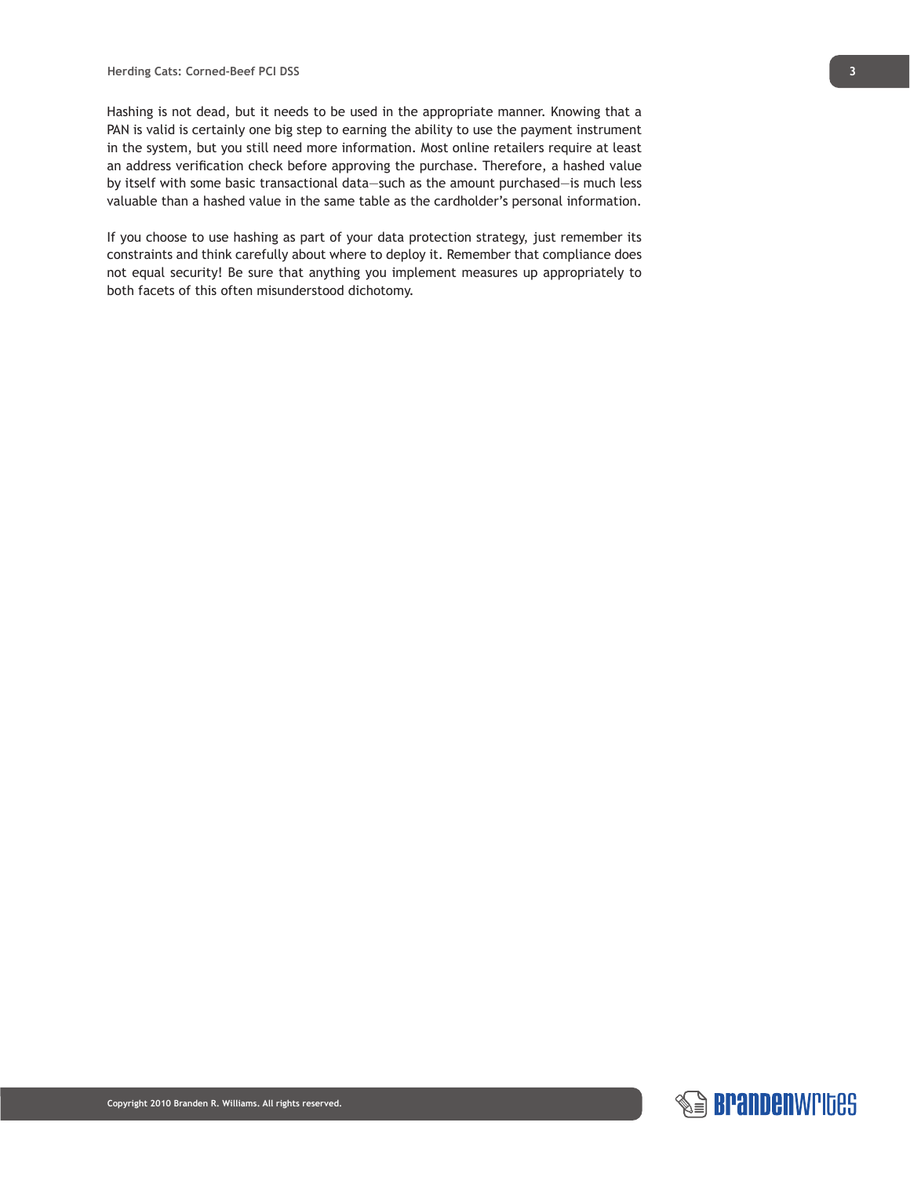Hashing is not dead, but it needs to be used in the appropriate manner. Knowing that a PAN is valid is certainly one big step to earning the ability to use the payment instrument in the system, but you still need more information. Most online retailers require at least an address verification check before approving the purchase. Therefore, a hashed value by itself with some basic transactional data—such as the amount purchased—is much less valuable than a hashed value in the same table as the cardholder's personal information.

If you choose to use hashing as part of your data protection strategy, just remember its constraints and think carefully about where to deploy it. Remember that compliance does not equal security! Be sure that anything you implement measures up appropriately to both facets of this often misunderstood dichotomy.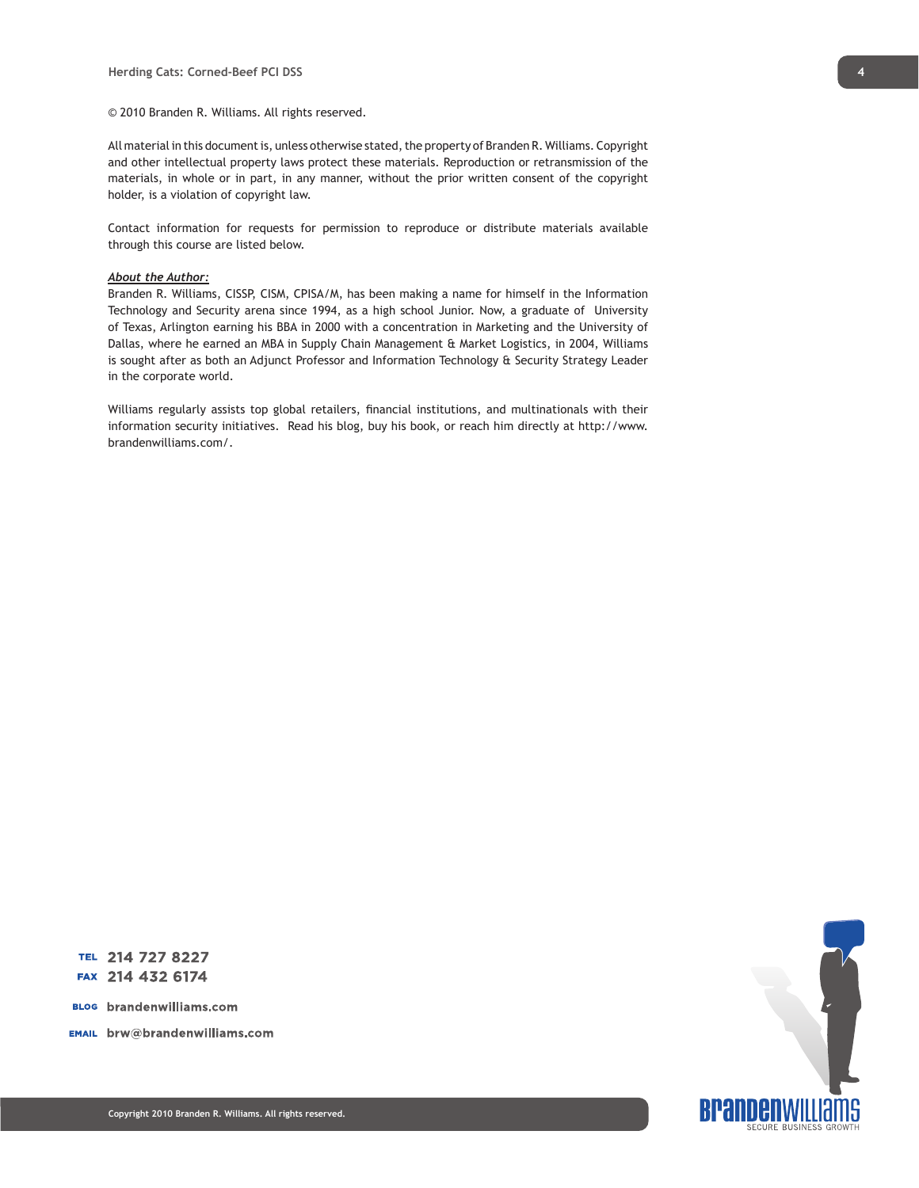© 2010 Branden R. Williams. All rights reserved.

All material in this document is, unless otherwise stated, the property of Branden R. Williams. Copyright and other intellectual property laws protect these materials. Reproduction or retransmission of the materials, in whole or in part, in any manner, without the prior written consent of the copyright holder, is a violation of copyright law.

Contact information for requests for permission to reproduce or distribute materials available through this course are listed below.

***About the Author:***

Branden R. Williams, CISSP, CISM, CPISA/M, has been making a name for himself in the Information Technology and Security arena since 1994, as a high school Junior. Now, a graduate of University of Texas, Arlington earning his BBA in 2000 with a concentration in Marketing and the University of Dallas, where he earned an MBA in Supply Chain Management & Market Logistics, in 2004, Williams is sought after as both an Adjunct Professor and Information Technology & Security Strategy Leader in the corporate world.

Williams regularly assists top global retailers, financial institutions, and multinationals with their information security initiatives. Read his blog, buy his book, or reach him directly at http://www.brandenwilliams.com/.

**TEL** 214 727 8227
**FAX** 214 432 6174

**BLOG** brandenwilliams.com

**EMAIL** brw@brandenwilliams.com

BrandenWilliams
SECURE BUSINESS GROWTH